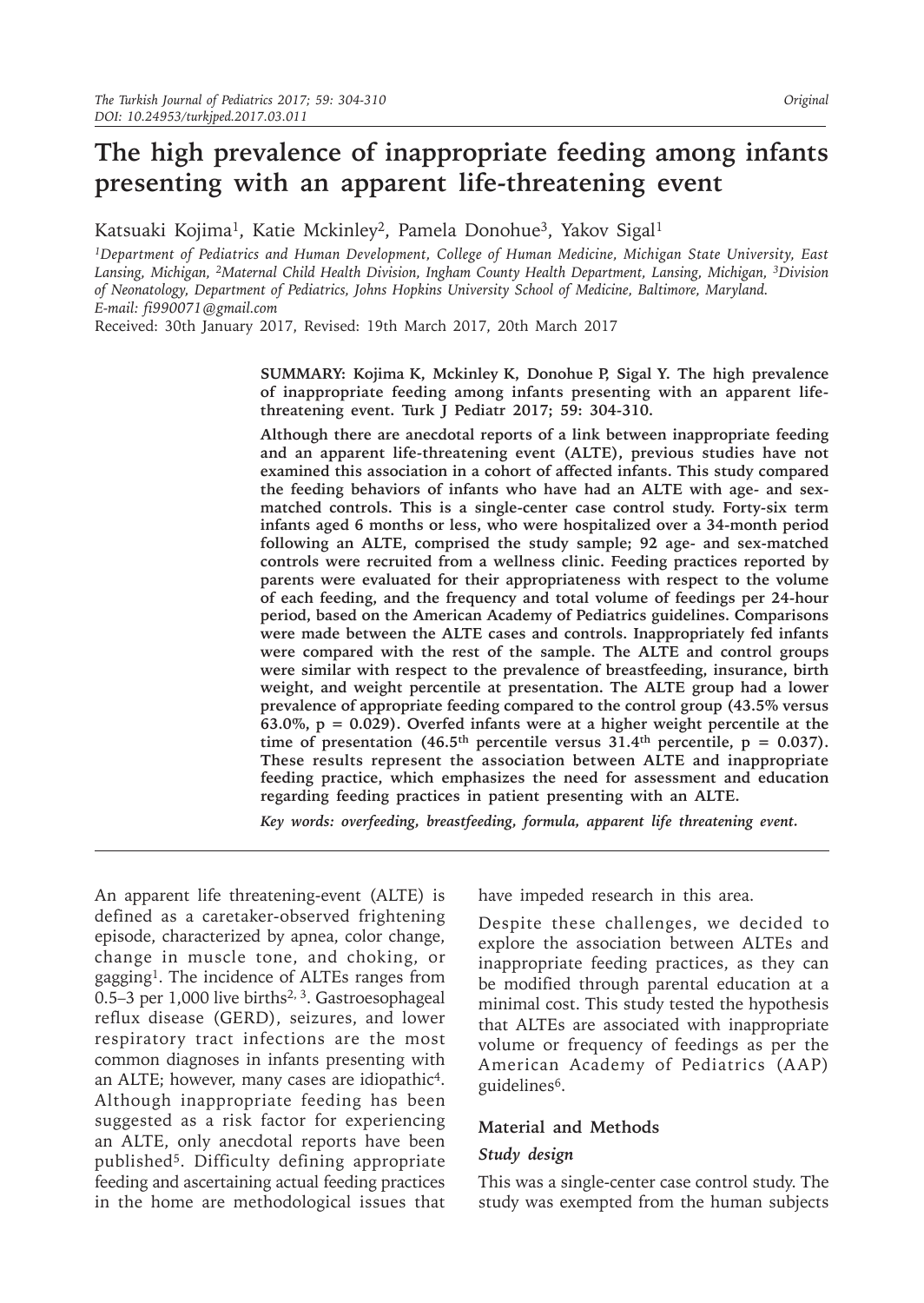# The high prevalence of inappropriate feeding among infants presenting with an apparent life-threatening event

Katsuaki Kojima[1], Katie Mckinley[2], Pamela Donohue[3], Yakov Sigal[1]

*[1]Department of Pediatrics and Human Development, College of Human Medicine, Michigan State University, East Lansing, Michigan, [2]Maternal Child Health Division, Ingham County Health Department, Lansing, Michigan, [3]Division of Neonatology, Department of Pediatrics, Johns Hopkins University School of Medicine, Baltimore, Maryland. E-mail: fi990071@gmail.com*

Received: 30th January 2017, Revised: 19th March 2017, 20th March 2017

**SUMMARY: Kojima K, Mckinley K, Donohue P, Sigal Y. The high prevalence of inappropriate feeding among infants presenting with an apparent life-threatening event. Turk J Pediatr 2017; 59: 304-310.**

**Although there are anecdotal reports of a link between inappropriate feeding and an apparent life-threatening event (ALTE), previous studies have not examined this association in a cohort of affected infants. This study compared the feeding behaviors of infants who have had an ALTE with age- and sex-matched controls. This is a single-center case control study. Forty-six term infants aged 6 months or less, who were hospitalized over a 34-month period following an ALTE, comprised the study sample; 92 age- and sex-matched controls were recruited from a wellness clinic. Feeding practices reported by parents were evaluated for their appropriateness with respect to the volume of each feeding, and the frequency and total volume of feedings per 24-hour period, based on the American Academy of Pediatrics guidelines. Comparisons were made between the ALTE cases and controls. Inappropriately fed infants were compared with the rest of the sample. The ALTE and control groups were similar with respect to the prevalence of breastfeeding, insurance, birth weight, and weight percentile at presentation. The ALTE group had a lower prevalence of appropriate feeding compared to the control group (43.5% versus 63.0%, $p = 0.029$). Overfed infants were at a higher weight percentile at the time of presentation (46.5$^{th}$ percentile versus 31.4$^{th}$ percentile, $p = 0.037$). These results represent the association between ALTE and inappropriate feeding practice, which emphasizes the need for assessment and education regarding feeding practices in patient presenting with an ALTE.**

***Key words:** overfeeding, breastfeeding, formula, apparent life threatening event.*

An apparent life threatening-event (ALTE) is defined as a caretaker-observed frightening episode, characterized by apnea, color change, change in muscle tone, and choking, or gagging[1]. The incidence of ALTEs ranges from 0.5–3 per 1,000 live births[2,3]. Gastroesophageal reflux disease (GERD), seizures, and lower respiratory tract infections are the most common diagnoses in infants presenting with an ALTE; however, many cases are idiopathic[4]. Although inappropriate feeding has been suggested as a risk factor for experiencing an ALTE, only anecdotal reports have been published[5]. Difficulty defining appropriate feeding and ascertaining actual feeding practices in the home are methodological issues that have impeded research in this area.

Despite these challenges, we decided to explore the association between ALTEs and inappropriate feeding practices, as they can be modified through parental education at a minimal cost. This study tested the hypothesis that ALTEs are associated with inappropriate volume or frequency of feedings as per the American Academy of Pediatrics (AAP) guidelines[6].

## Material and Methods

### *Study design*

This was a single-center case control study. The study was exempted from the human subjects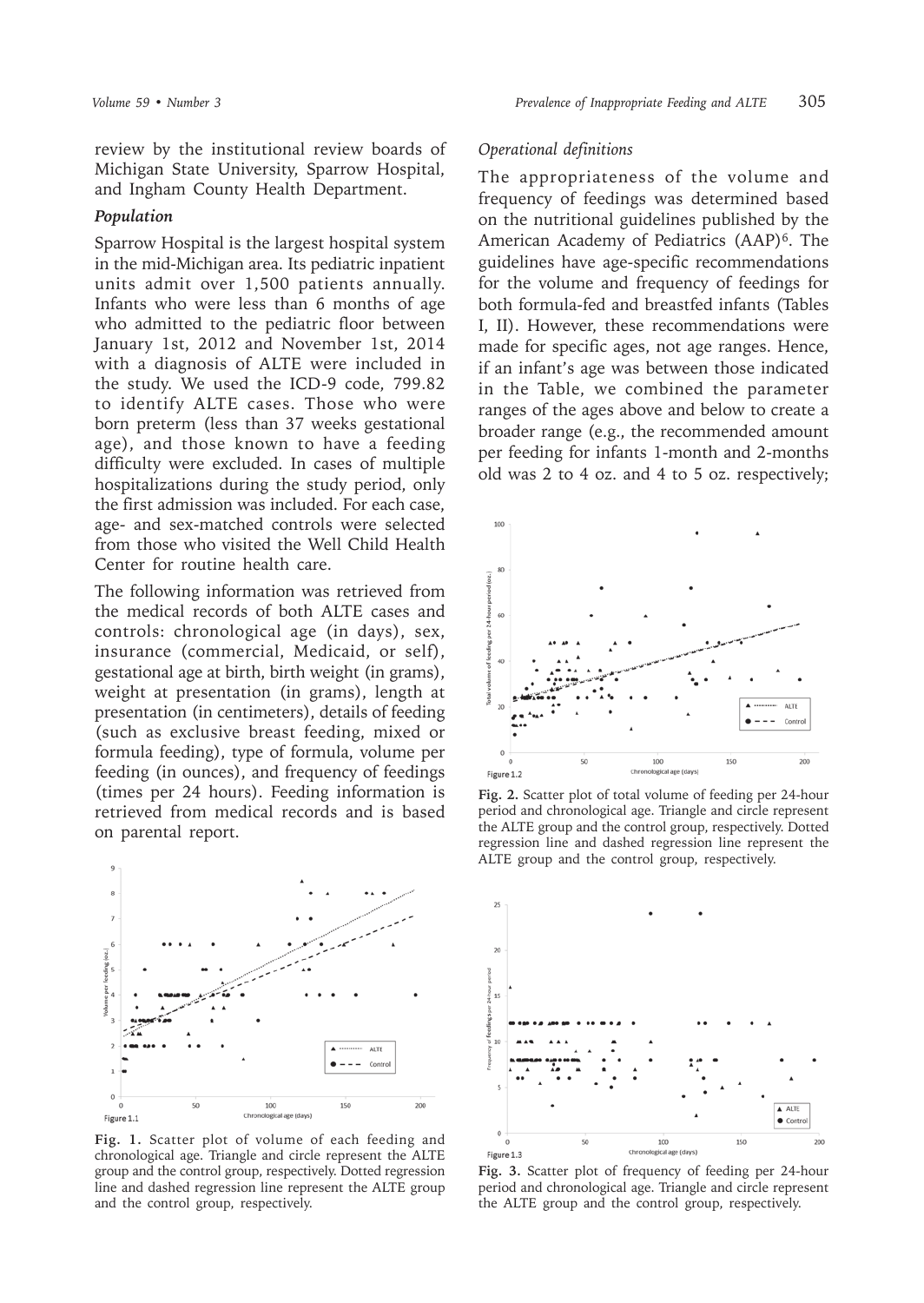review by the institutional review boards of Michigan State University, Sparrow Hospital, and Ingham County Health Department.

### *Population*

Sparrow Hospital is the largest hospital system in the mid-Michigan area. Its pediatric inpatient units admit over 1,500 patients annually. Infants who were less than 6 months of age who admitted to the pediatric floor between January 1st, 2012 and November 1st, 2014 with a diagnosis of ALTE were included in the study. We used the ICD-9 code, 799.82 to identify ALTE cases. Those who were born preterm (less than 37 weeks gestational age), and those known to have a feeding difficulty were excluded. In cases of multiple hospitalizations during the study period, only the first admission was included. For each case, age- and sex-matched controls were selected from those who visited the Well Child Health Center for routine health care.

The following information was retrieved from the medical records of both ALTE cases and controls: chronological age (in days), sex, insurance (commercial, Medicaid, or self), gestational age at birth, birth weight (in grams), weight at presentation (in grams), length at presentation (in centimeters), details of feeding (such as exclusive breast feeding, mixed or formula feeding), type of formula, volume per feeding (in ounces), and frequency of feedings (times per 24 hours). Feeding information is retrieved from medical records and is based on parental report.

Fig. 1. Scatter plot of volume of each feeding and chronological age. Triangle and circle represent the ALTE group and the control group, respectively. Dotted regression line and dashed regression line represent the ALTE group and the control group, respectively.

### *Operational definitions*

The appropriateness of the volume and frequency of feedings was determined based on the nutritional guidelines published by the American Academy of Pediatrics (AAP)[6]. The guidelines have age-specific recommendations for the volume and frequency of feedings for both formula-fed and breastfed infants (Tables I, II). However, these recommendations were made for specific ages, not age ranges. Hence, if an infant's age was between those indicated in the Table, we combined the parameter ranges of the ages above and below to create a broader range (e.g., the recommended amount per feeding for infants 1-month and 2-months old was 2 to 4 oz. and 4 to 5 oz. respectively;

Fig. 2. Scatter plot of total volume of feeding per 24-hour period and chronological age. Triangle and circle represent the ALTE group and the control group, respectively. Dotted regression line and dashed regression line represent the ALTE group and the control group, respectively.

Fig. 3. Scatter plot of frequency of feeding per 24-hour period and chronological age. Triangle and circle represent the ALTE group and the control group, respectively.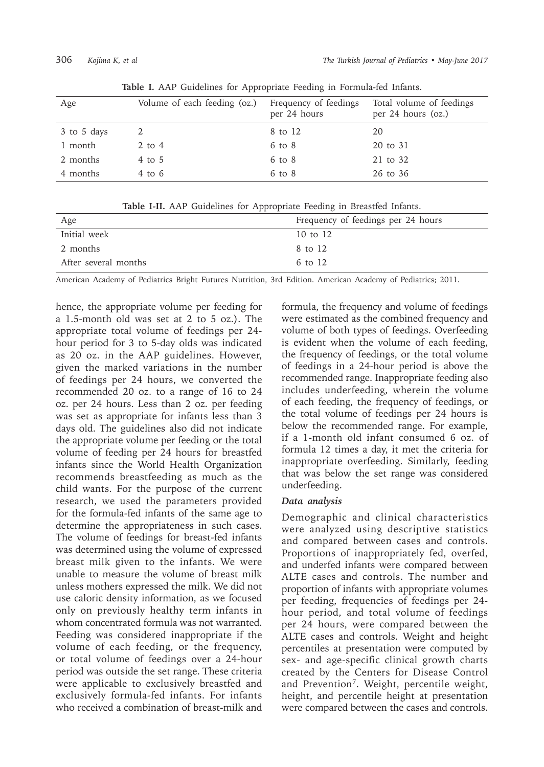**Table I.** AAP Guidelines for Appropriate Feeding in Formula-fed Infants.

| Age | Volume of each feeding (oz.) | Frequency of feedings per 24 hours | Total volume of feedings per 24 hours (oz.) |
|---|---|---|---|
| 3 to 5 days | 2 | 8 to 12 | 20 |
| 1 month | 2 to 4 | 6 to 8 | 20 to 31 |
| 2 months | 4 to 5 | 6 to 8 | 21 to 32 |
| 4 months | 4 to 6 | 6 to 8 | 26 to 36 |

**Table I-II.** AAP Guidelines for Appropriate Feeding in Breastfed Infants.

| Age | Frequency of feedings per 24 hours |
|---|---|
| Initial week | 10 to 12 |
| 2 months | 8 to 12 |
| After several months | 6 to 12 |

American Academy of Pediatrics Bright Futures Nutrition, 3rd Edition. American Academy of Pediatrics; 2011.

hence, the appropriate volume per feeding for a 1.5-month old was set at 2 to 5 oz.). The appropriate total volume of feedings per 24-hour period for 3 to 5-day olds was indicated as 20 oz. in the AAP guidelines. However, given the marked variations in the number of feedings per 24 hours, we converted the recommended 20 oz. to a range of 16 to 24 oz. per 24 hours. Less than 2 oz. per feeding was set as appropriate for infants less than 3 days old. The guidelines also did not indicate the appropriate volume per feeding or the total volume of feeding per 24 hours for breastfed infants since the World Health Organization recommends breastfeeding as much as the child wants. For the purpose of the current research, we used the parameters provided for the formula-fed infants of the same age to determine the appropriateness in such cases. The volume of feedings for breast-fed infants was determined using the volume of expressed breast milk given to the infants. We were unable to measure the volume of breast milk unless mothers expressed the milk. We did not use caloric density information, as we focused only on previously healthy term infants in whom concentrated formula was not warranted. Feeding was considered inappropriate if the volume of each feeding, or the frequency, or total volume of feedings over a 24-hour period was outside the set range. These criteria were applicable to exclusively breastfed and exclusively formula-fed infants. For infants who received a combination of breast-milk and formula, the frequency and volume of feedings were estimated as the combined frequency and volume of both types of feedings. Overfeeding is evident when the volume of each feeding, the frequency of feedings, or the total volume of feedings in a 24-hour period is above the recommended range. Inappropriate feeding also includes underfeeding, wherein the volume of each feeding, the frequency of feedings, or the total volume of feedings per 24 hours is below the recommended range. For example, if a 1-month old infant consumed 6 oz. of formula 12 times a day, it met the criteria for inappropriate overfeeding. Similarly, feeding that was below the set range was considered underfeeding.

### *Data analysis*

Demographic and clinical characteristics were analyzed using descriptive statistics and compared between cases and controls. Proportions of inappropriately fed, overfed, and underfed infants were compared between ALTE cases and controls. The number and proportion of infants with appropriate volumes per feeding, frequencies of feedings per 24-hour period, and total volume of feedings per 24 hours, were compared between the ALTE cases and controls. Weight and height percentiles at presentation were computed by sex- and age-specific clinical growth charts created by the Centers for Disease Control and Prevention[7]. Weight, percentile weight, height, and percentile height at presentation were compared between the cases and controls.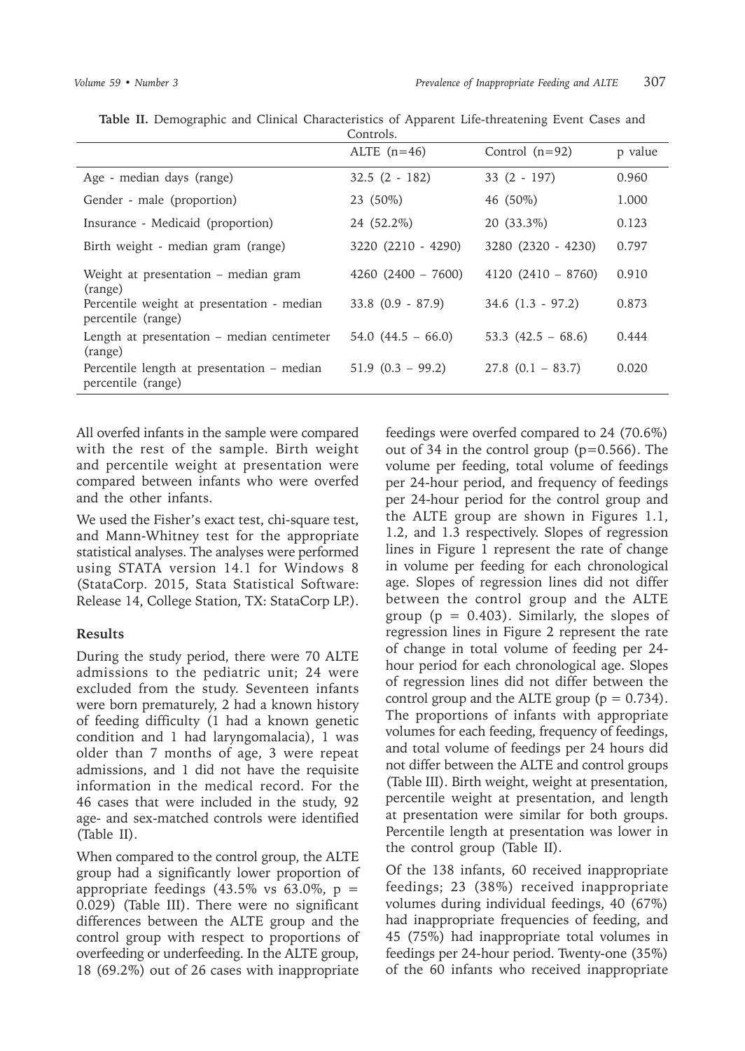**Table II.** Demographic and Clinical Characteristics of Apparent Life-threatening Event Cases and Controls.

| | ALTE (n=46) | Control (n=92) | p value |
|---|---|---|---|
| Age - median days (range) | 32.5 (2 - 182) | 33 (2 - 197) | 0.960 |
| Gender - male (proportion) | 23 (50%) | 46 (50%) | 1.000 |
| Insurance - Medicaid (proportion) | 24 (52.2%) | 20 (33.3%) | 0.123 |
| Birth weight - median gram (range) | 3220 (2210 - 4290) | 3280 (2320 - 4230) | 0.797 |
| Weight at presentation – median gram (range) | 4260 (2400 – 7600) | 4120 (2410 – 8760) | 0.910 |
| Percentile weight at presentation - median percentile (range) | 33.8 (0.9 - 87.9) | 34.6 (1.3 - 97.2) | 0.873 |
| Length at presentation – median centimeter (range) | 54.0 (44.5 – 66.0) | 53.3 (42.5 – 68.6) | 0.444 |
| Percentile length at presentation – median percentile (range) | 51.9 (0.3 – 99.2) | 27.8 (0.1 – 83.7) | 0.020 |

All overfed infants in the sample were compared with the rest of the sample. Birth weight and percentile weight at presentation were compared between infants who were overfed and the other infants.

We used the Fisher's exact test, chi-square test, and Mann-Whitney test for the appropriate statistical analyses. The analyses were performed using STATA version 14.1 for Windows 8 (StataCorp. 2015, Stata Statistical Software: Release 14, College Station, TX: StataCorp LP.).

## Results

During the study period, there were 70 ALTE admissions to the pediatric unit; 24 were excluded from the study. Seventeen infants were born prematurely, 2 had a known history of feeding difficulty (1 had a known genetic condition and 1 had laryngomalacia), 1 was older than 7 months of age, 3 were repeat admissions, and 1 did not have the requisite information in the medical record. For the 46 cases that were included in the study, 92 age- and sex-matched controls were identified (Table II).

When compared to the control group, the ALTE group had a significantly lower proportion of appropriate feedings (43.5% vs 63.0%, $p = 0.029$) (Table III). There were no significant differences between the ALTE group and the control group with respect to proportions of overfeeding or underfeeding. In the ALTE group, 18 (69.2%) out of 26 cases with inappropriate feedings were overfed compared to 24 (70.6%) out of 34 in the control group ($p=0.566$). The volume per feeding, total volume of feedings per 24-hour period, and frequency of feedings per 24-hour period for the control group and the ALTE group are shown in Figures 1.1, 1.2, and 1.3 respectively. Slopes of regression lines in Figure 1 represent the rate of change in volume per feeding for each chronological age. Slopes of regression lines did not differ between the control group and the ALTE group ($p = 0.403$). Similarly, the slopes of regression lines in Figure 2 represent the rate of change in total volume of feeding per 24-hour period for each chronological age. Slopes of regression lines did not differ between the control group and the ALTE group ($p = 0.734$). The proportions of infants with appropriate volumes for each feeding, frequency of feedings, and total volume of feedings per 24 hours did not differ between the ALTE and control groups (Table III). Birth weight, weight at presentation, percentile weight at presentation, and length at presentation were similar for both groups. Percentile length at presentation was lower in the control group (Table II).

Of the 138 infants, 60 received inappropriate feedings; 23 (38%) received inappropriate volumes during individual feedings, 40 (67%) had inappropriate frequencies of feeding, and 45 (75%) had inappropriate total volumes in feedings per 24-hour period. Twenty-one (35%) of the 60 infants who received inappropriate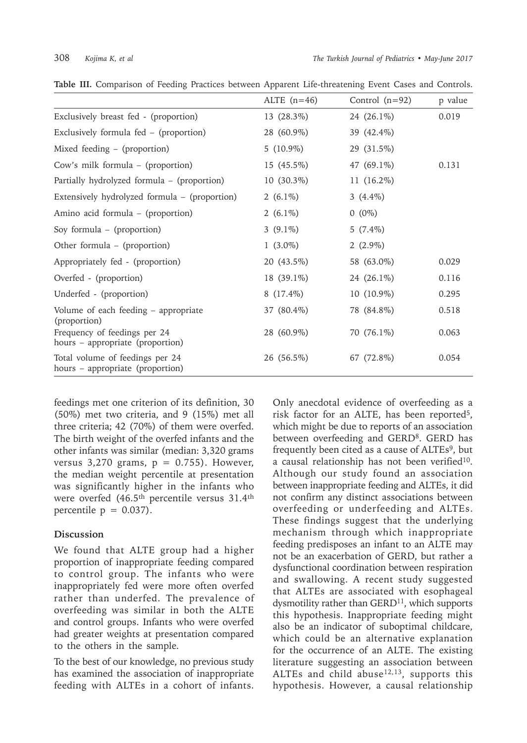**Table III.** Comparison of Feeding Practices between Apparent Life-threatening Event Cases and Controls.

| | ALTE (n=46) | Control (n=92) | p value |
|---|---|---|---|
| Exclusively breast fed - (proportion) | 13 (28.3%) | 24 (26.1%) | 0.019 |
| Exclusively formula fed – (proportion) | 28 (60.9%) | 39 (42.4%) | |
| Mixed feeding – (proportion) | 5 (10.9%) | 29 (31.5%) | |
| Cow's milk formula – (proportion) | 15 (45.5%) | 47 (69.1%) | 0.131 |
| Partially hydrolyzed formula – (proportion) | 10 (30.3%) | 11 (16.2%) | |
| Extensively hydrolyzed formula – (proportion) | 2 (6.1%) | 3 (4.4%) | |
| Amino acid formula – (proportion) | 2 (6.1%) | 0 (0%) | |
| Soy formula – (proportion) | 3 (9.1%) | 5 (7.4%) | |
| Other formula – (proportion) | 1 (3.0%) | 2 (2.9%) | |
| Appropriately fed - (proportion) | 20 (43.5%) | 58 (63.0%) | 0.029 |
| Overfed - (proportion) | 18 (39.1%) | 24 (26.1%) | 0.116 |
| Underfed - (proportion) | 8 (17.4%) | 10 (10.9%) | 0.295 |
| Volume of each feeding – appropriate (proportion) | 37 (80.4%) | 78 (84.8%) | 0.518 |
| Frequency of feedings per 24 hours – appropriate (proportion) | 28 (60.9%) | 70 (76.1%) | 0.063 |
| Total volume of feedings per 24 hours – appropriate (proportion) | 26 (56.5%) | 67 (72.8%) | 0.054 |

feedings met one criterion of its definition, 30 (50%) met two criteria, and 9 (15%) met all three criteria; 42 (70%) of them were overfed. The birth weight of the overfed infants and the other infants was similar (median: 3,320 grams versus 3,270 grams, $p = 0.755$). However, the median weight percentile at presentation was significantly higher in the infants who were overfed (46.5th percentile versus 31.4th percentile $p = 0.037$).

## Discussion

We found that ALTE group had a higher proportion of inappropriate feeding compared to control group. The infants who were inappropriately fed were more often overfed rather than underfed. The prevalence of overfeeding was similar in both the ALTE and control groups. Infants who were overfed had greater weights at presentation compared to the others in the sample.

To the best of our knowledge, no previous study has examined the association of inappropriate feeding with ALTEs in a cohort of infants. Only anecdotal evidence of overfeeding as a risk factor for an ALTE, has been reported[5], which might be due to reports of an association between overfeeding and GERD[8]. GERD has frequently been cited as a cause of ALTEs[9], but a causal relationship has not been verified[10]. Although our study found an association between inappropriate feeding and ALTEs, it did not confirm any distinct associations between overfeeding or underfeeding and ALTEs. These findings suggest that the underlying mechanism through which inappropriate feeding predisposes an infant to an ALTE may not be an exacerbation of GERD, but rather a dysfunctional coordination between respiration and swallowing. A recent study suggested that ALTEs are associated with esophageal dysmotility rather than GERD[11], which supports this hypothesis. Inappropriate feeding might also be an indicator of suboptimal childcare, which could be an alternative explanation for the occurrence of an ALTE. The existing literature suggesting an association between ALTEs and child abuse[12,13], supports this hypothesis. However, a causal relationship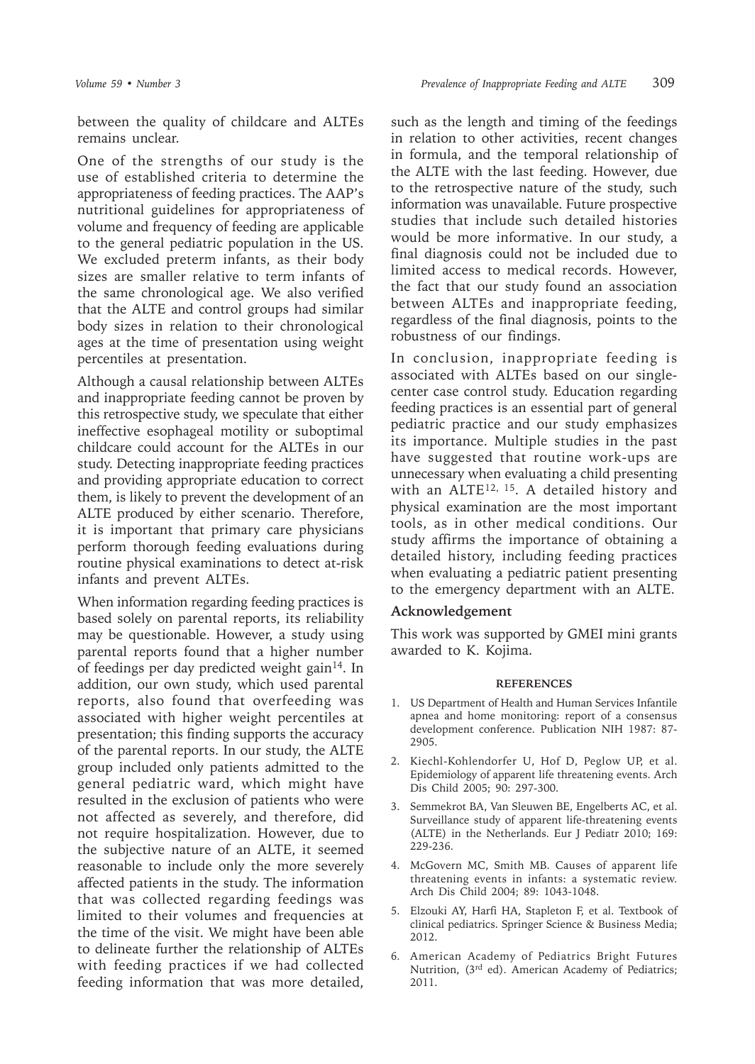between the quality of childcare and ALTEs remains unclear.

One of the strengths of our study is the use of established criteria to determine the appropriateness of feeding practices. The AAP's nutritional guidelines for appropriateness of volume and frequency of feeding are applicable to the general pediatric population in the US. We excluded preterm infants, as their body sizes are smaller relative to term infants of the same chronological age. We also verified that the ALTE and control groups had similar body sizes in relation to their chronological ages at the time of presentation using weight percentiles at presentation.

Although a causal relationship between ALTEs and inappropriate feeding cannot be proven by this retrospective study, we speculate that either ineffective esophageal motility or suboptimal childcare could account for the ALTEs in our study. Detecting inappropriate feeding practices and providing appropriate education to correct them, is likely to prevent the development of an ALTE produced by either scenario. Therefore, it is important that primary care physicians perform thorough feeding evaluations during routine physical examinations to detect at-risk infants and prevent ALTEs.

When information regarding feeding practices is based solely on parental reports, its reliability may be questionable. However, a study using parental reports found that a higher number of feedings per day predicted weight gain[14]. In addition, our own study, which used parental reports, also found that overfeeding was associated with higher weight percentiles at presentation; this finding supports the accuracy of the parental reports. In our study, the ALTE group included only patients admitted to the general pediatric ward, which might have resulted in the exclusion of patients who were not affected as severely, and therefore, did not require hospitalization. However, due to the subjective nature of an ALTE, it seemed reasonable to include only the more severely affected patients in the study. The information that was collected regarding feedings was limited to their volumes and frequencies at the time of the visit. We might have been able to delineate further the relationship of ALTEs with feeding practices if we had collected feeding information that was more detailed, such as the length and timing of the feedings in relation to other activities, recent changes in formula, and the temporal relationship of the ALTE with the last feeding. However, due to the retrospective nature of the study, such information was unavailable. Future prospective studies that include such detailed histories would be more informative. In our study, a final diagnosis could not be included due to limited access to medical records. However, the fact that our study found an association between ALTEs and inappropriate feeding, regardless of the final diagnosis, points to the robustness of our findings.

In conclusion, inappropriate feeding is associated with ALTEs based on our single-center case control study. Education regarding feeding practices is an essential part of general pediatric practice and our study emphasizes its importance. Multiple studies in the past have suggested that routine work-ups are unnecessary when evaluating a child presenting with an ALTE[12, 15]. A detailed history and physical examination are the most important tools, as in other medical conditions. Our study affirms the importance of obtaining a detailed history, including feeding practices when evaluating a pediatric patient presenting to the emergency department with an ALTE.

## Acknowledgement

This work was supported by GMEI mini grants awarded to K. Kojima.

## REFERENCES

1. US Department of Health and Human Services Infantile apnea and home monitoring: report of a consensus development conference. Publication NIH 1987: 87-2905.
2. Kiechl-Kohlendorfer U, Hof D, Peglow UP, et al. Epidemiology of apparent life threatening events. Arch Dis Child 2005; 90: 297-300.
3. Semmekrot BA, Van Sleuwen BE, Engelberts AC, et al. Surveillance study of apparent life-threatening events (ALTE) in the Netherlands. Eur J Pediatr 2010; 169: 229-236.
4. McGovern MC, Smith MB. Causes of apparent life threatening events in infants: a systematic review. Arch Dis Child 2004; 89: 1043-1048.
5. Elzouki AY, Harfi HA, Stapleton F, et al. Textbook of clinical pediatrics. Springer Science & Business Media; 2012.
6. American Academy of Pediatrics Bright Futures Nutrition, (3rd ed). American Academy of Pediatrics; 2011.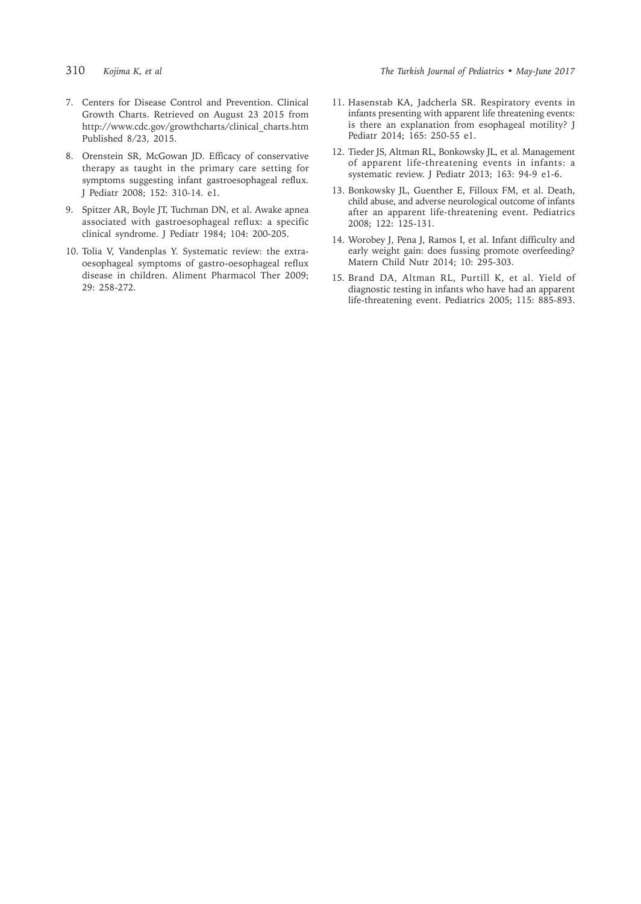7. Centers for Disease Control and Prevention. Clinical Growth Charts. Retrieved on August 23 2015 from http://www.cdc.gov/growthcharts/clinical_charts.htm Published 8/23, 2015.
8. Orenstein SR, McGowan JD. Efficacy of conservative therapy as taught in the primary care setting for symptoms suggesting infant gastroesophageal reflux. J Pediatr 2008; 152: 310-14. e1.
9. Spitzer AR, Boyle JT, Tuchman DN, et al. Awake apnea associated with gastroesophageal reflux: a specific clinical syndrome. J Pediatr 1984; 104: 200-205.
10. Tolia V, Vandenplas Y. Systematic review: the extra-oesophageal symptoms of gastro-oesophageal reflux disease in children. Aliment Pharmacol Ther 2009; 29: 258-272.
11. Hasenstab KA, Jadcherla SR. Respiratory events in infants presenting with apparent life threatening events: is there an explanation from esophageal motility? J Pediatr 2014; 165: 250-55 e1.
12. Tieder JS, Altman RL, Bonkowsky JL, et al. Management of apparent life-threatening events in infants: a systematic review. J Pediatr 2013; 163: 94-9 e1-6.
13. Bonkowsky JL, Guenther E, Filloux FM, et al. Death, child abuse, and adverse neurological outcome of infants after an apparent life-threatening event. Pediatrics 2008; 122: 125-131.
14. Worobey J, Pena J, Ramos I, et al. Infant difficulty and early weight gain: does fussing promote overfeeding? Matern Child Nutr 2014; 10: 295-303.
15. Brand DA, Altman RL, Purtill K, et al. Yield of diagnostic testing in infants who have had an apparent life-threatening event. Pediatrics 2005; 115: 885-893.